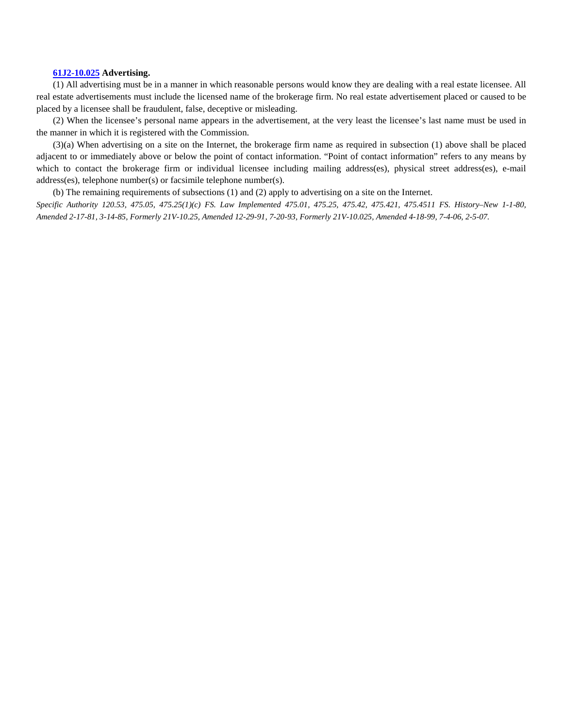**61J2-10.025 Advertising.**

(1) All advertising must be in a manner in which reasonable persons would know they are dealing with a real estate licensee. All real estate advertisements must include the licensed name of the brokerage firm. No real estate advertisement placed or caused to be placed by a licensee shall be fraudulent, false, deceptive or misleading.

(2) When the licensee's personal name appears in the advertisement, at the very least the licensee's last name must be used in the manner in which it is registered with the Commission.

(3)(a) When advertising on a site on the Internet, the brokerage firm name as required in subsection (1) above shall be placed adjacent to or immediately above or below the point of contact information. "Point of contact information" refers to any means by which to contact the brokerage firm or individual licensee including mailing address(es), physical street address(es), e-mail address(es), telephone number(s) or facsimile telephone number(s).

(b) The remaining requirements of subsections (1) and (2) apply to advertising on a site on the Internet.

*Specific Authority 120.53, 475.05, 475.25(1)(c) FS. Law Implemented 475.01, 475.25, 475.42, 475.421, 475.4511 FS. History–New 1-1-80, Amended 2-17-81, 3-14-85, Formerly 21V-10.25, Amended 12-29-91, 7-20-93, Formerly 21V-10.025, Amended 4-18-99, 7-4-06, 2-5-07.*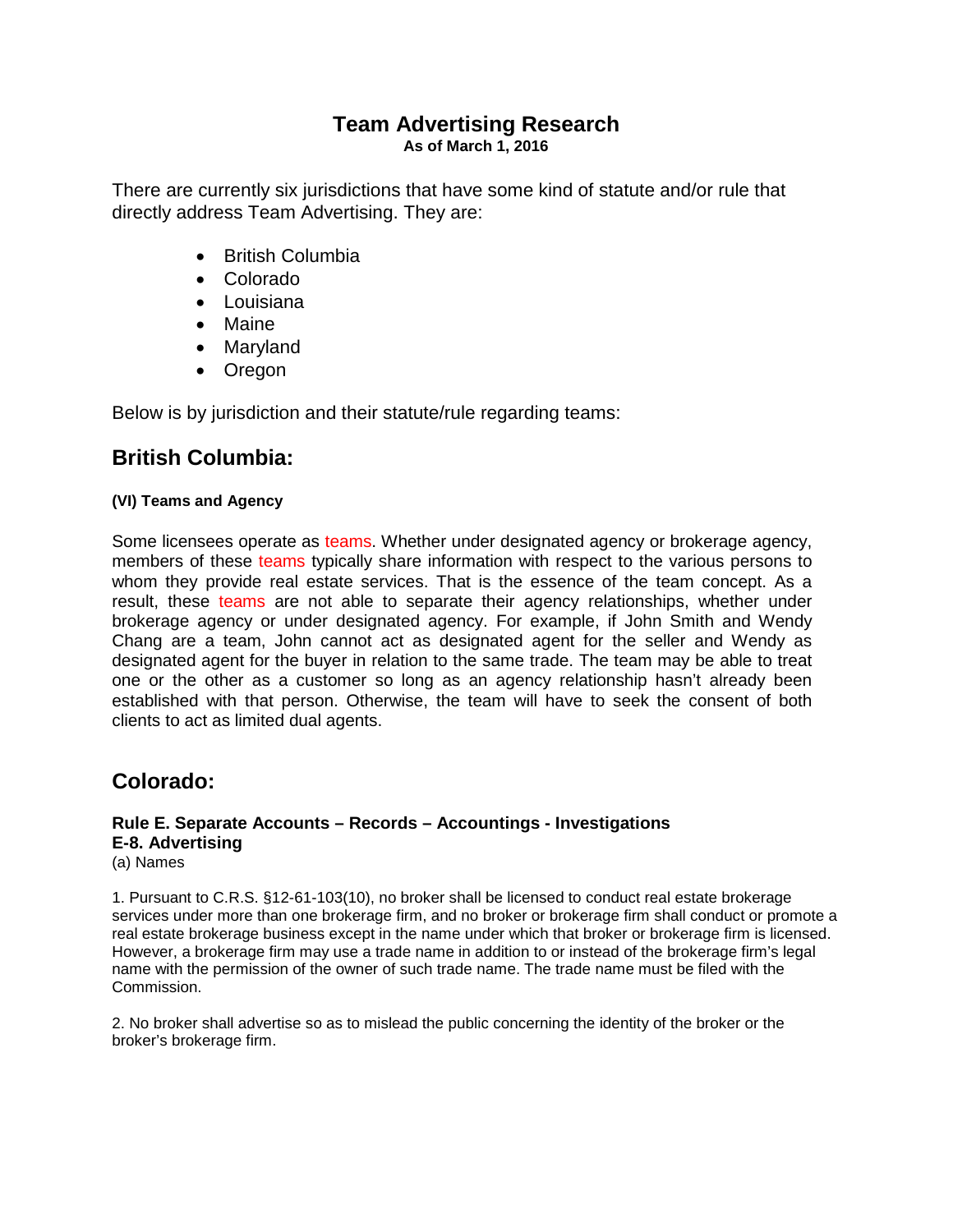# Team Advertising Research

**As of March 1, 2016**

There are currently six jurisdictions that have some kind of statute and/or rule that directly address Team Advertising. They are:

- British Columbia
- Colorado
- Louisiana
- Maine
- Maryland
- Oregon

Below is by jurisdiction and their statute/rule regarding teams:

## British Columbia:

#### (VI) Teams and Agency

Some licensees operate as teams. Whether under designated agency or brokerage agency, members of these teams typically share information with respect to the various persons to whom they provide real estate services. That is the essence of the team concept. As a result, these teams are not able to separate their agency relationships, whether under brokerage agency or under designated agency. For example, if John Smith and Wendy Chang are a team, John cannot act as designated agent for the seller and Wendy as designated agent for the buyer in relation to the same trade. The team may be able to treat one or the other as a customer so long as an agency relationship hasn't already been established with that person. Otherwise, the team will have to seek the consent of both clients to act as limited dual agents.

## Colorado:

**Rule E. Separate Accounts – Records – Accountings - Investigations**
**E-8. Advertising**
(a) Names

1. Pursuant to C.R.S. §12-61-103(10), no broker shall be licensed to conduct real estate brokerage services under more than one brokerage firm, and no broker or brokerage firm shall conduct or promote a real estate brokerage business except in the name under which that broker or brokerage firm is licensed. However, a brokerage firm may use a trade name in addition to or instead of the brokerage firm's legal name with the permission of the owner of such trade name. The trade name must be filed with the Commission.

2. No broker shall advertise so as to mislead the public concerning the identity of the broker or the broker's brokerage firm.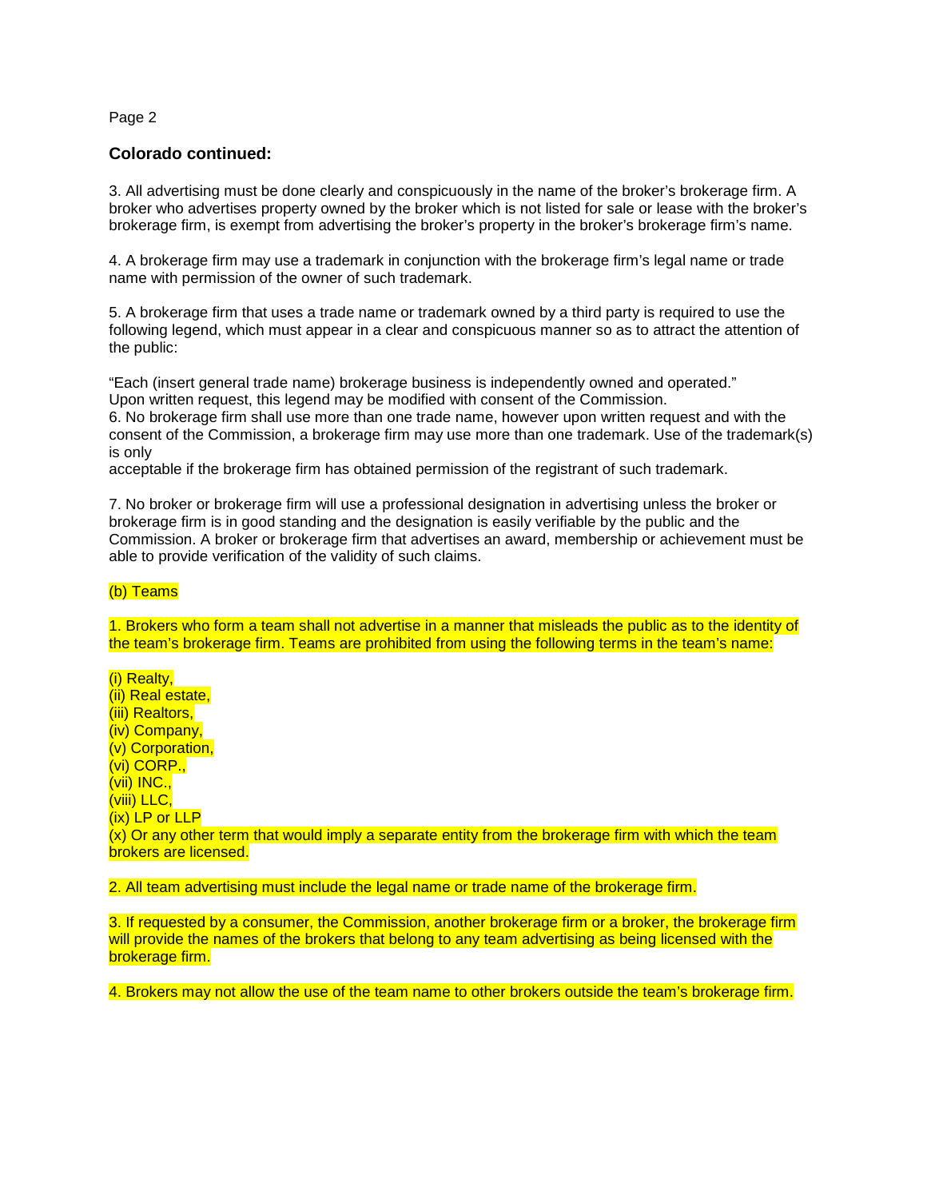### Colorado continued:

3. All advertising must be done clearly and conspicuously in the name of the broker's brokerage firm. A broker who advertises property owned by the broker which is not listed for sale or lease with the broker's brokerage firm, is exempt from advertising the broker's property in the broker's brokerage firm's name.

4. A brokerage firm may use a trademark in conjunction with the brokerage firm's legal name or trade name with permission of the owner of such trademark.

5. A brokerage firm that uses a trade name or trademark owned by a third party is required to use the following legend, which must appear in a clear and conspicuous manner so as to attract the attention of the public:

"Each (insert general trade name) brokerage business is independently owned and operated."
Upon written request, this legend may be modified with consent of the Commission.

6. No brokerage firm shall use more than one trade name, however upon written request and with the consent of the Commission, a brokerage firm may use more than one trademark. Use of the trademark(s) is only acceptable if the brokerage firm has obtained permission of the registrant of such trademark.

7. No broker or brokerage firm will use a professional designation in advertising unless the broker or brokerage firm is in good standing and the designation is easily verifiable by the public and the Commission. A broker or brokerage firm that advertises an award, membership or achievement must be able to provide verification of the validity of such claims.

(b) Teams

1. Brokers who form a team shall not advertise in a manner that misleads the public as to the identity of the team's brokerage firm. Teams are prohibited from using the following terms in the team's name:

(i) Realty,
(ii) Real estate,
(iii) Realtors,
(iv) Company,
(v) Corporation,
(vi) CORP.,
(vii) INC.,
(viii) LLC,
(ix) LP or LLP
(x) Or any other term that would imply a separate entity from the brokerage firm with which the team brokers are licensed.

2. All team advertising must include the legal name or trade name of the brokerage firm.

3. If requested by a consumer, the Commission, another brokerage firm or a broker, the brokerage firm will provide the names of the brokers that belong to any team advertising as being licensed with the brokerage firm.

4. Brokers may not allow the use of the team name to other brokers outside the team's brokerage firm.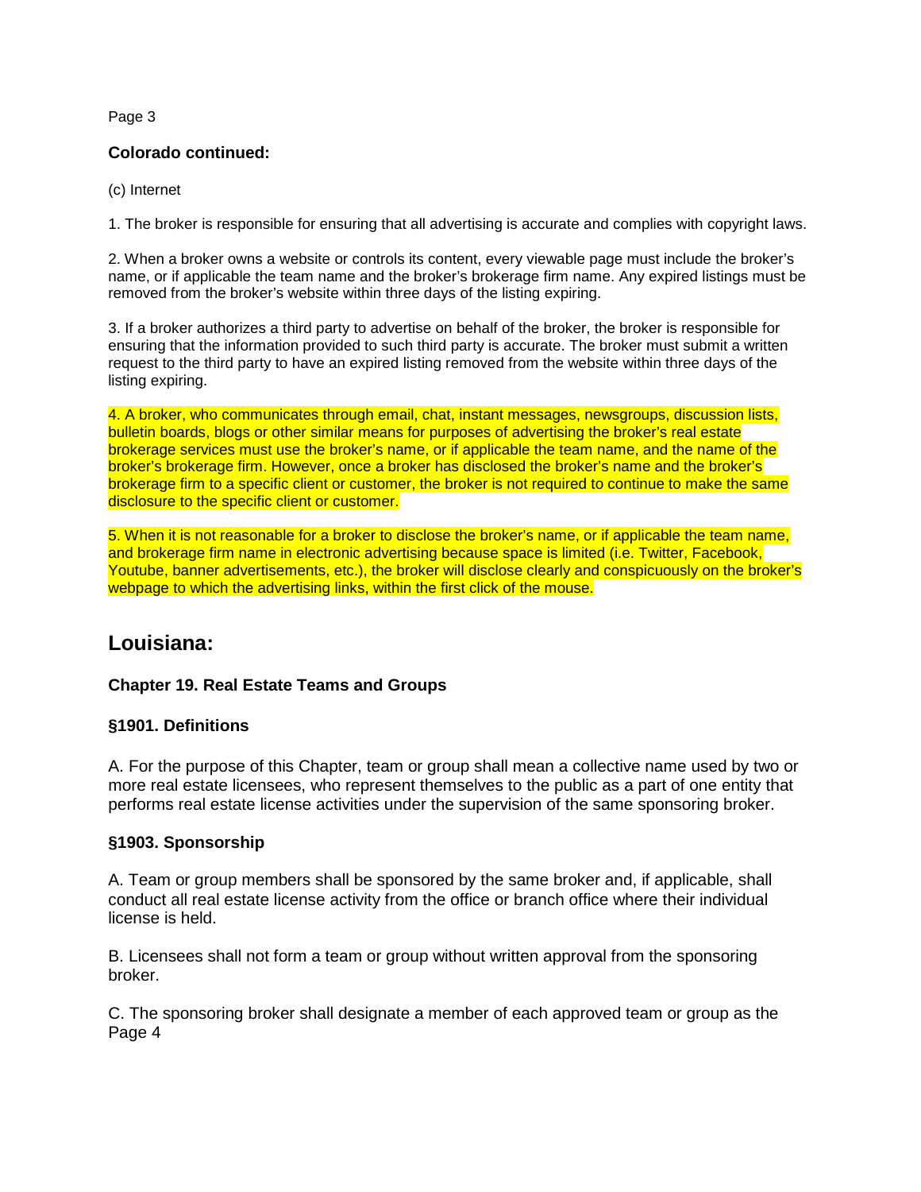**Colorado continued:**

(c) Internet

1. The broker is responsible for ensuring that all advertising is accurate and complies with copyright laws.

2. When a broker owns a website or controls its content, every viewable page must include the broker's name, or if applicable the team name and the broker's brokerage firm name. Any expired listings must be removed from the broker's website within three days of the listing expiring.

3. If a broker authorizes a third party to advertise on behalf of the broker, the broker is responsible for ensuring that the information provided to such third party is accurate. The broker must submit a written request to the third party to have an expired listing removed from the website within three days of the listing expiring.

4. A broker, who communicates through email, chat, instant messages, newsgroups, discussion lists, bulletin boards, blogs or other similar means for purposes of advertising the broker's real estate brokerage services must use the broker's name, or if applicable the team name, and the name of the broker's brokerage firm. However, once a broker has disclosed the broker's name and the broker's brokerage firm to a specific client or customer, the broker is not required to continue to make the same disclosure to the specific client or customer.

5. When it is not reasonable for a broker to disclose the broker's name, or if applicable the team name, and brokerage firm name in electronic advertising because space is limited (i.e. Twitter, Facebook, Youtube, banner advertisements, etc.), the broker will disclose clearly and conspicuously on the broker's webpage to which the advertising links, within the first click of the mouse.

## Louisiana:

### Chapter 19. Real Estate Teams and Groups

#### §1901. Definitions

A. For the purpose of this Chapter, team or group shall mean a collective name used by two or more real estate licensees, who represent themselves to the public as a part of one entity that performs real estate license activities under the supervision of the same sponsoring broker.

#### §1903. Sponsorship

A. Team or group members shall be sponsored by the same broker and, if applicable, shall conduct all real estate license activity from the office or branch office where their individual license is held.

B. Licensees shall not form a team or group without written approval from the sponsoring broker.

C. The sponsoring broker shall designate a member of each approved team or group as the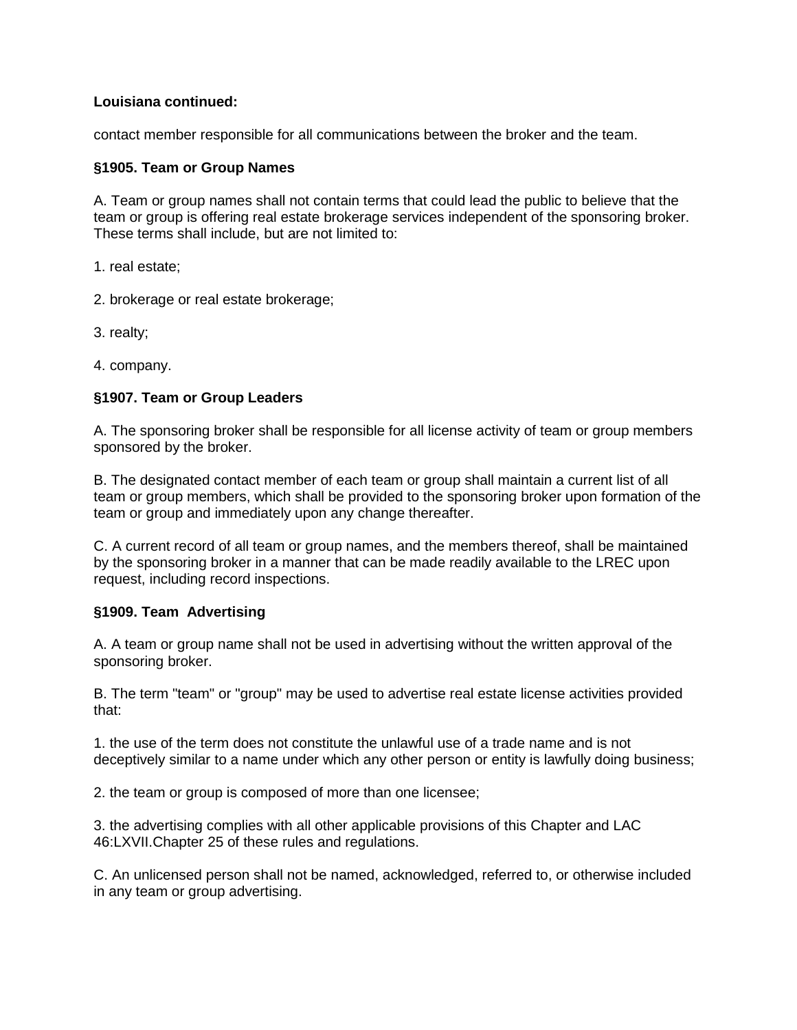**Louisiana continued:**

contact member responsible for all communications between the broker and the team.

**§1905. Team or Group Names**

A. Team or group names shall not contain terms that could lead the public to believe that the team or group is offering real estate brokerage services independent of the sponsoring broker. These terms shall include, but are not limited to:

1. real estate;

2. brokerage or real estate brokerage;

3. realty;

4. company.

**§1907. Team or Group Leaders**

A. The sponsoring broker shall be responsible for all license activity of team or group members sponsored by the broker.

B. The designated contact member of each team or group shall maintain a current list of all team or group members, which shall be provided to the sponsoring broker upon formation of the team or group and immediately upon any change thereafter.

C. A current record of all team or group names, and the members thereof, shall be maintained by the sponsoring broker in a manner that can be made readily available to the LREC upon request, including record inspections.

**§1909. Team Advertising**

A. A team or group name shall not be used in advertising without the written approval of the sponsoring broker.

B. The term "team" or "group" may be used to advertise real estate license activities provided that:

1. the use of the term does not constitute the unlawful use of a trade name and is not deceptively similar to a name under which any other person or entity is lawfully doing business;

2. the team or group is composed of more than one licensee;

3. the advertising complies with all other applicable provisions of this Chapter and LAC 46:LXVII.Chapter 25 of these rules and regulations.

C. An unlicensed person shall not be named, acknowledged, referred to, or otherwise included in any team or group advertising.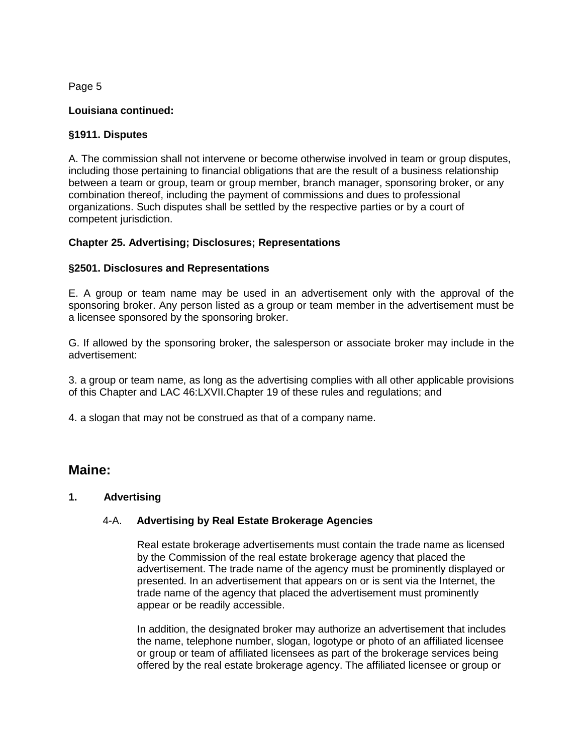**Louisiana continued:**

**§1911. Disputes**

A. The commission shall not intervene or become otherwise involved in team or group disputes, including those pertaining to financial obligations that are the result of a business relationship between a team or group, team or group member, branch manager, sponsoring broker, or any combination thereof, including the payment of commissions and dues to professional organizations. Such disputes shall be settled by the respective parties or by a court of competent jurisdiction.

**Chapter 25. Advertising; Disclosures; Representations**

**§2501. Disclosures and Representations**

E. A group or team name may be used in an advertisement only with the approval of the sponsoring broker. Any person listed as a group or team member in the advertisement must be a licensee sponsored by the sponsoring broker.

G. If allowed by the sponsoring broker, the salesperson or associate broker may include in the advertisement:

3. a group or team name, as long as the advertising complies with all other applicable provisions of this Chapter and LAC 46:LXVII.Chapter 19 of these rules and regulations; and

4. a slogan that may not be construed as that of a company name.

## Maine:

**1. Advertising**

4-A. **Advertising by Real Estate Brokerage Agencies**

Real estate brokerage advertisements must contain the trade name as licensed by the Commission of the real estate brokerage agency that placed the advertisement. The trade name of the agency must be prominently displayed or presented. In an advertisement that appears on or is sent via the Internet, the trade name of the agency that placed the advertisement must prominently appear or be readily accessible.

In addition, the designated broker may authorize an advertisement that includes the name, telephone number, slogan, logotype or photo of an affiliated licensee or group or team of affiliated licensees as part of the brokerage services being offered by the real estate brokerage agency. The affiliated licensee or group or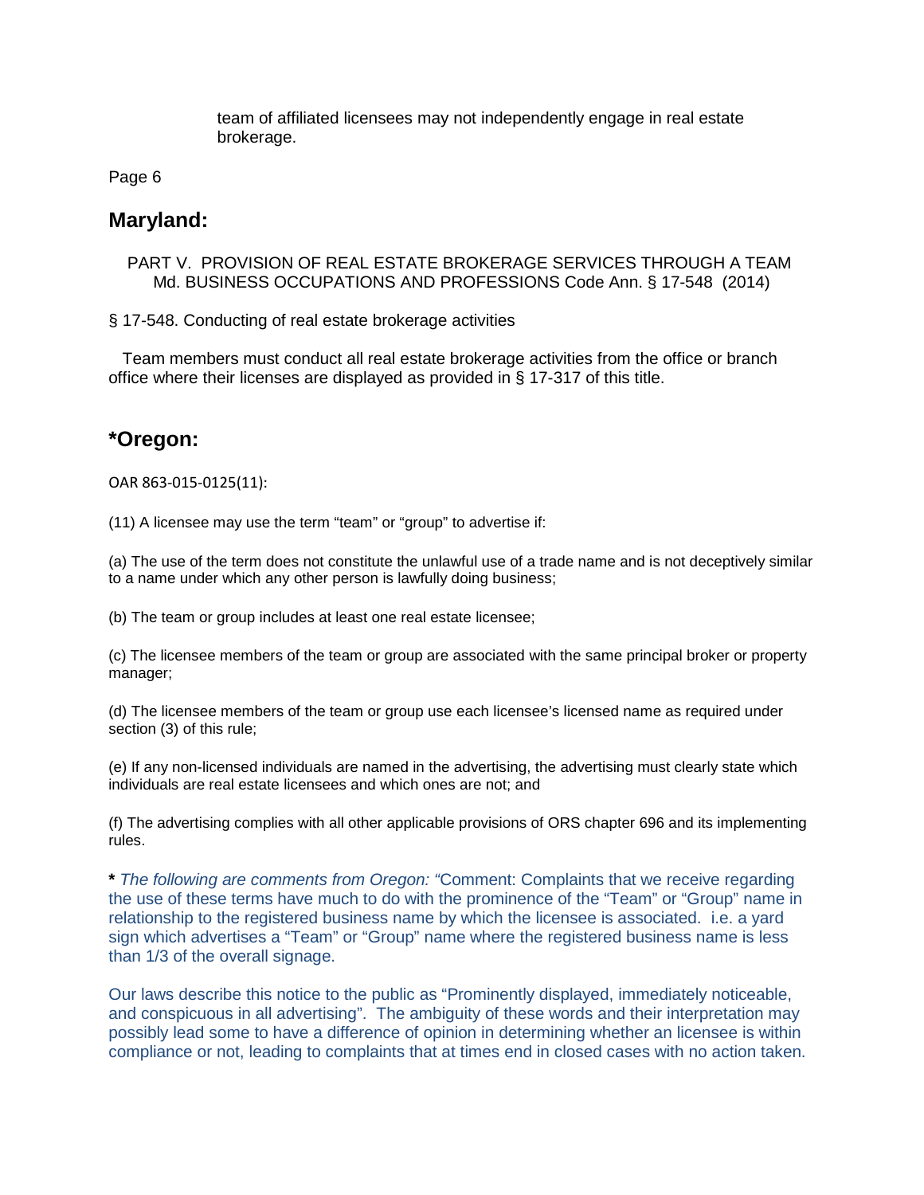team of affiliated licensees may not independently engage in real estate brokerage.

Page 6

## Maryland:

PART V. PROVISION OF REAL ESTATE BROKERAGE SERVICES THROUGH A TEAM
Md. BUSINESS OCCUPATIONS AND PROFESSIONS Code Ann. § 17-548 (2014)

§ 17-548. Conducting of real estate brokerage activities

Team members must conduct all real estate brokerage activities from the office or branch office where their licenses are displayed as provided in § 17-317 of this title.

## *Oregon:

OAR 863-015-0125(11):

(11) A licensee may use the term "team" or "group" to advertise if:

(a) The use of the term does not constitute the unlawful use of a trade name and is not deceptively similar to a name under which any other person is lawfully doing business;

(b) The team or group includes at least one real estate licensee;

(c) The licensee members of the team or group are associated with the same principal broker or property manager;

(d) The licensee members of the team or group use each licensee's licensed name as required under section (3) of this rule;

(e) If any non-licensed individuals are named in the advertising, the advertising must clearly state which individuals are real estate licensees and which ones are not; and

(f) The advertising complies with all other applicable provisions of ORS chapter 696 and its implementing rules.

**\*** *The following are comments from Oregon: "*Comment: Complaints that we receive regarding the use of these terms have much to do with the prominence of the "Team" or "Group" name in relationship to the registered business name by which the licensee is associated. i.e. a yard sign which advertises a "Team" or "Group" name where the registered business name is less than 1/3 of the overall signage.

Our laws describe this notice to the public as "Prominently displayed, immediately noticeable, and conspicuous in all advertising". The ambiguity of these words and their interpretation may possibly lead some to have a difference of opinion in determining whether an licensee is within compliance or not, leading to complaints that at times end in closed cases with no action taken.